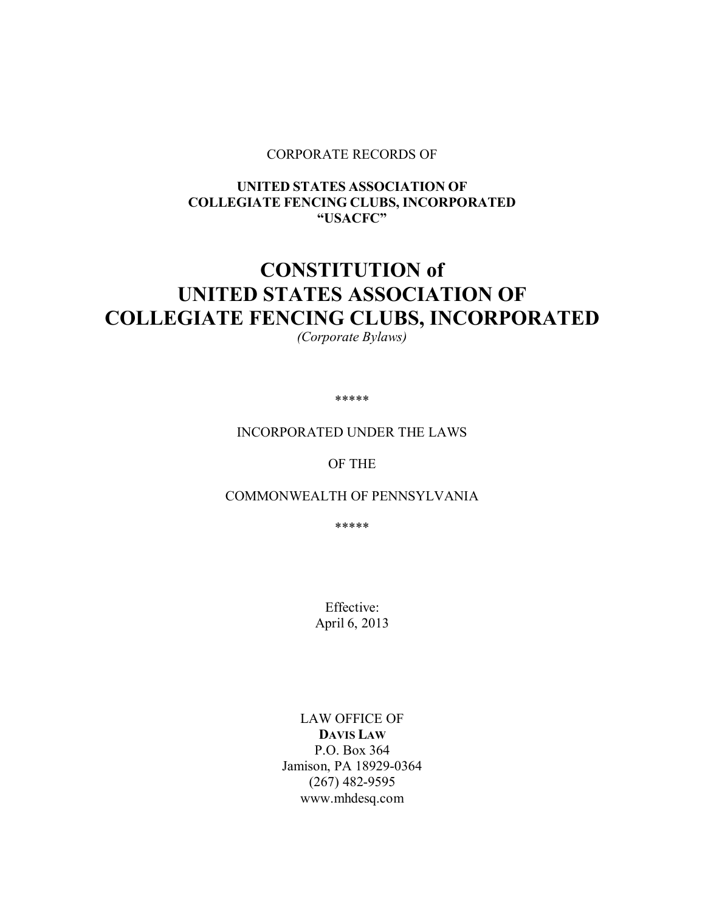CORPORATE RECORDS OF

**UNITED STATES ASSOCIATION OF**
**COLLEGIATE FENCING CLUBS, INCORPORATED**
**"USACFC"**

# CONSTITUTION of UNITED STATES ASSOCIATION OF COLLEGIATE FENCING CLUBS, INCORPORATED

*(Corporate Bylaws)*

*****

INCORPORATED UNDER THE LAWS

OF THE

COMMONWEALTH OF PENNSYLVANIA

*****

Effective:
April 6, 2013

LAW OFFICE OF
**DAVIS LAW**
P.O. Box 364
Jamison, PA 18929-0364
(267) 482-9595
www.mhdesq.com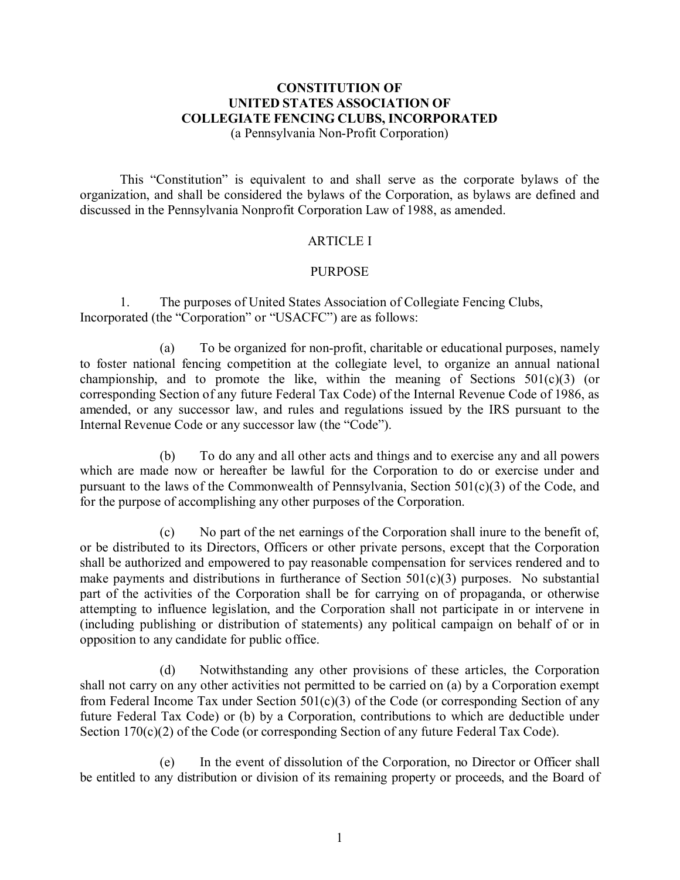# CONSTITUTION OF
# UNITED STATES ASSOCIATION OF
# COLLEGIATE FENCING CLUBS, INCORPORATED

(a Pennsylvania Non-Profit Corporation)

This "Constitution" is equivalent to and shall serve as the corporate bylaws of the organization, and shall be considered the bylaws of the Corporation, as bylaws are defined and discussed in the Pennsylvania Nonprofit Corporation Law of 1988, as amended.

## ARTICLE I

## PURPOSE

1. The purposes of United States Association of Collegiate Fencing Clubs, Incorporated (the "Corporation" or "USACFC") are as follows:

   (a) To be organized for non-profit, charitable or educational purposes, namely to foster national fencing competition at the collegiate level, to organize an annual national championship, and to promote the like, within the meaning of Sections 501(c)(3) (or corresponding Section of any future Federal Tax Code) of the Internal Revenue Code of 1986, as amended, or any successor law, and rules and regulations issued by the IRS pursuant to the Internal Revenue Code or any successor law (the "Code").

   (b) To do any and all other acts and things and to exercise any and all powers which are made now or hereafter be lawful for the Corporation to do or exercise under and pursuant to the laws of the Commonwealth of Pennsylvania, Section 501(c)(3) of the Code, and for the purpose of accomplishing any other purposes of the Corporation.

   (c) No part of the net earnings of the Corporation shall inure to the benefit of, or be distributed to its Directors, Officers or other private persons, except that the Corporation shall be authorized and empowered to pay reasonable compensation for services rendered and to make payments and distributions in furtherance of Section 501(c)(3) purposes. No substantial part of the activities of the Corporation shall be for carrying on of propaganda, or otherwise attempting to influence legislation, and the Corporation shall not participate in or intervene in (including publishing or distribution of statements) any political campaign on behalf of or in opposition to any candidate for public office.

   (d) Notwithstanding any other provisions of these articles, the Corporation shall not carry on any other activities not permitted to be carried on (a) by a Corporation exempt from Federal Income Tax under Section 501(c)(3) of the Code (or corresponding Section of any future Federal Tax Code) or (b) by a Corporation, contributions to which are deductible under Section 170(c)(2) of the Code (or corresponding Section of any future Federal Tax Code).

   (e) In the event of dissolution of the Corporation, no Director or Officer shall be entitled to any distribution or division of its remaining property or proceeds, and the Board of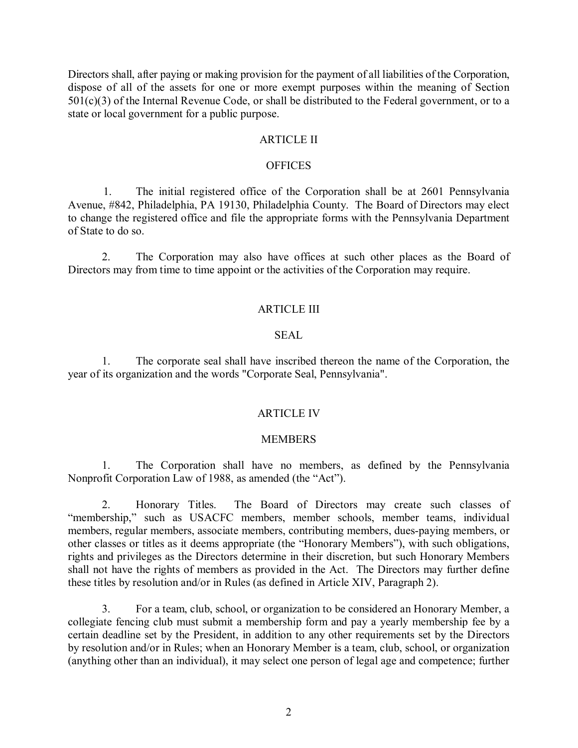Directors shall, after paying or making provision for the payment of all liabilities of the Corporation, dispose of all of the assets for one or more exempt purposes within the meaning of Section 501(c)(3) of the Internal Revenue Code, or shall be distributed to the Federal government, or to a state or local government for a public purpose.

## ARTICLE II

## OFFICES

1. The initial registered office of the Corporation shall be at 2601 Pennsylvania Avenue, #842, Philadelphia, PA 19130, Philadelphia County. The Board of Directors may elect to change the registered office and file the appropriate forms with the Pennsylvania Department of State to do so.

2. The Corporation may also have offices at such other places as the Board of Directors may from time to time appoint or the activities of the Corporation may require.

## ARTICLE III

## SEAL

1. The corporate seal shall have inscribed thereon the name of the Corporation, the year of its organization and the words "Corporate Seal, Pennsylvania".

## ARTICLE IV

## MEMBERS

1. The Corporation shall have no members, as defined by the Pennsylvania Nonprofit Corporation Law of 1988, as amended (the "Act").

2. Honorary Titles. The Board of Directors may create such classes of "membership," such as USACFC members, member schools, member teams, individual members, regular members, associate members, contributing members, dues-paying members, or other classes or titles as it deems appropriate (the "Honorary Members"), with such obligations, rights and privileges as the Directors determine in their discretion, but such Honorary Members shall not have the rights of members as provided in the Act. The Directors may further define these titles by resolution and/or in Rules (as defined in Article XIV, Paragraph 2).

3. For a team, club, school, or organization to be considered an Honorary Member, a collegiate fencing club must submit a membership form and pay a yearly membership fee by a certain deadline set by the President, in addition to any other requirements set by the Directors by resolution and/or in Rules; when an Honorary Member is a team, club, school, or organization (anything other than an individual), it may select one person of legal age and competence; further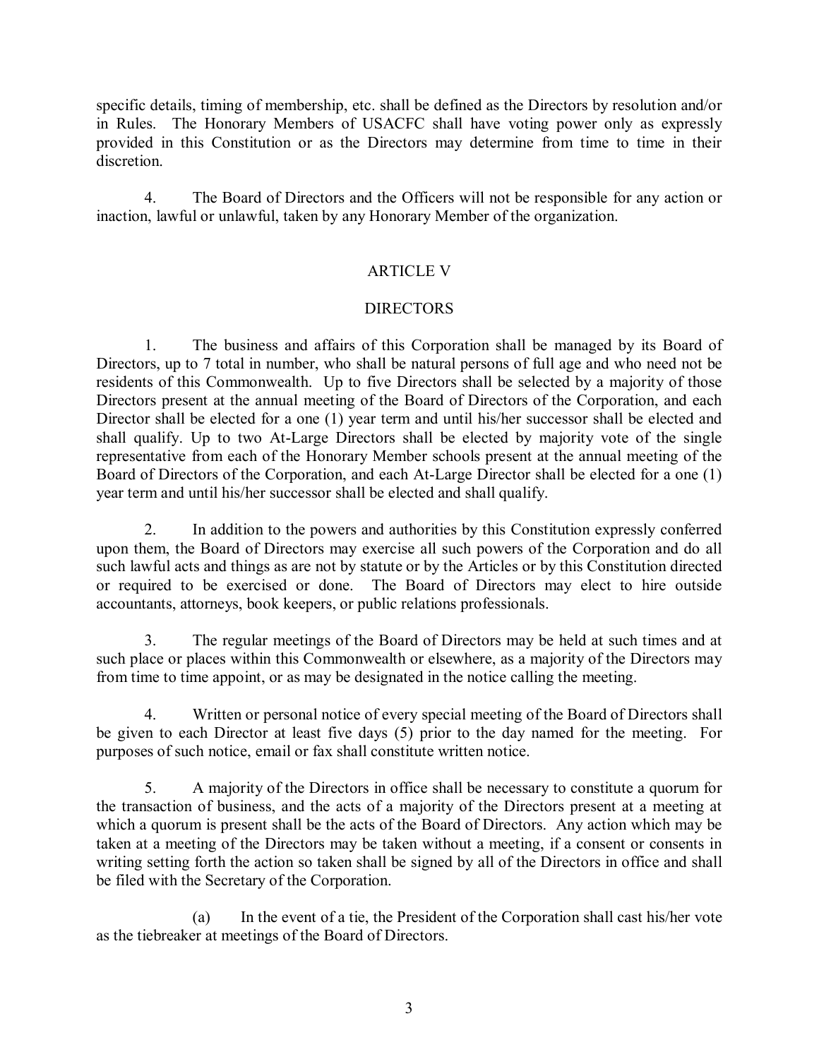specific details, timing of membership, etc. shall be defined as the Directors by resolution and/or in Rules. The Honorary Members of USACFC shall have voting power only as expressly provided in this Constitution or as the Directors may determine from time to time in their discretion.

4. The Board of Directors and the Officers will not be responsible for any action or inaction, lawful or unlawful, taken by any Honorary Member of the organization.

## ARTICLE V

## DIRECTORS

1. The business and affairs of this Corporation shall be managed by its Board of Directors, up to 7 total in number, who shall be natural persons of full age and who need not be residents of this Commonwealth. Up to five Directors shall be selected by a majority of those Directors present at the annual meeting of the Board of Directors of the Corporation, and each Director shall be elected for a one (1) year term and until his/her successor shall be elected and shall qualify. Up to two At-Large Directors shall be elected by majority vote of the single representative from each of the Honorary Member schools present at the annual meeting of the Board of Directors of the Corporation, and each At-Large Director shall be elected for a one (1) year term and until his/her successor shall be elected and shall qualify.

2. In addition to the powers and authorities by this Constitution expressly conferred upon them, the Board of Directors may exercise all such powers of the Corporation and do all such lawful acts and things as are not by statute or by the Articles or by this Constitution directed or required to be exercised or done. The Board of Directors may elect to hire outside accountants, attorneys, book keepers, or public relations professionals.

3. The regular meetings of the Board of Directors may be held at such times and at such place or places within this Commonwealth or elsewhere, as a majority of the Directors may from time to time appoint, or as may be designated in the notice calling the meeting.

4. Written or personal notice of every special meeting of the Board of Directors shall be given to each Director at least five days (5) prior to the day named for the meeting. For purposes of such notice, email or fax shall constitute written notice.

5. A majority of the Directors in office shall be necessary to constitute a quorum for the transaction of business, and the acts of a majority of the Directors present at a meeting at which a quorum is present shall be the acts of the Board of Directors. Any action which may be taken at a meeting of the Directors may be taken without a meeting, if a consent or consents in writing setting forth the action so taken shall be signed by all of the Directors in office and shall be filed with the Secretary of the Corporation.

(a) In the event of a tie, the President of the Corporation shall cast his/her vote as the tiebreaker at meetings of the Board of Directors.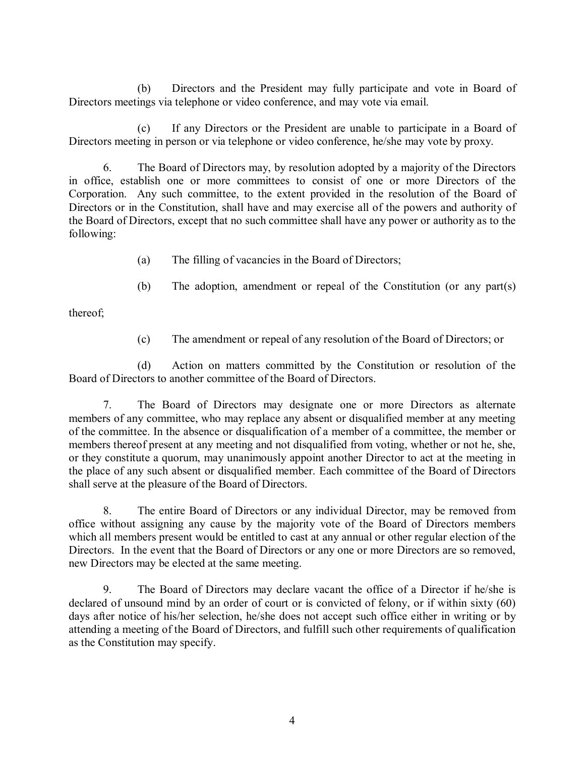(b) Directors and the President may fully participate and vote in Board of Directors meetings via telephone or video conference, and may vote via email.

(c) If any Directors or the President are unable to participate in a Board of Directors meeting in person or via telephone or video conference, he/she may vote by proxy.

6. The Board of Directors may, by resolution adopted by a majority of the Directors in office, establish one or more committees to consist of one or more Directors of the Corporation. Any such committee, to the extent provided in the resolution of the Board of Directors or in the Constitution, shall have and may exercise all of the powers and authority of the Board of Directors, except that no such committee shall have any power or authority as to the following:

(a) The filling of vacancies in the Board of Directors;

(b) The adoption, amendment or repeal of the Constitution (or any part(s) thereof;

(c) The amendment or repeal of any resolution of the Board of Directors; or

(d) Action on matters committed by the Constitution or resolution of the Board of Directors to another committee of the Board of Directors.

7. The Board of Directors may designate one or more Directors as alternate members of any committee, who may replace any absent or disqualified member at any meeting of the committee. In the absence or disqualification of a member of a committee, the member or members thereof present at any meeting and not disqualified from voting, whether or not he, she, or they constitute a quorum, may unanimously appoint another Director to act at the meeting in the place of any such absent or disqualified member. Each committee of the Board of Directors shall serve at the pleasure of the Board of Directors.

8. The entire Board of Directors or any individual Director, may be removed from office without assigning any cause by the majority vote of the Board of Directors members which all members present would be entitled to cast at any annual or other regular election of the Directors. In the event that the Board of Directors or any one or more Directors are so removed, new Directors may be elected at the same meeting.

9. The Board of Directors may declare vacant the office of a Director if he/she is declared of unsound mind by an order of court or is convicted of felony, or if within sixty (60) days after notice of his/her selection, he/she does not accept such office either in writing or by attending a meeting of the Board of Directors, and fulfill such other requirements of qualification as the Constitution may specify.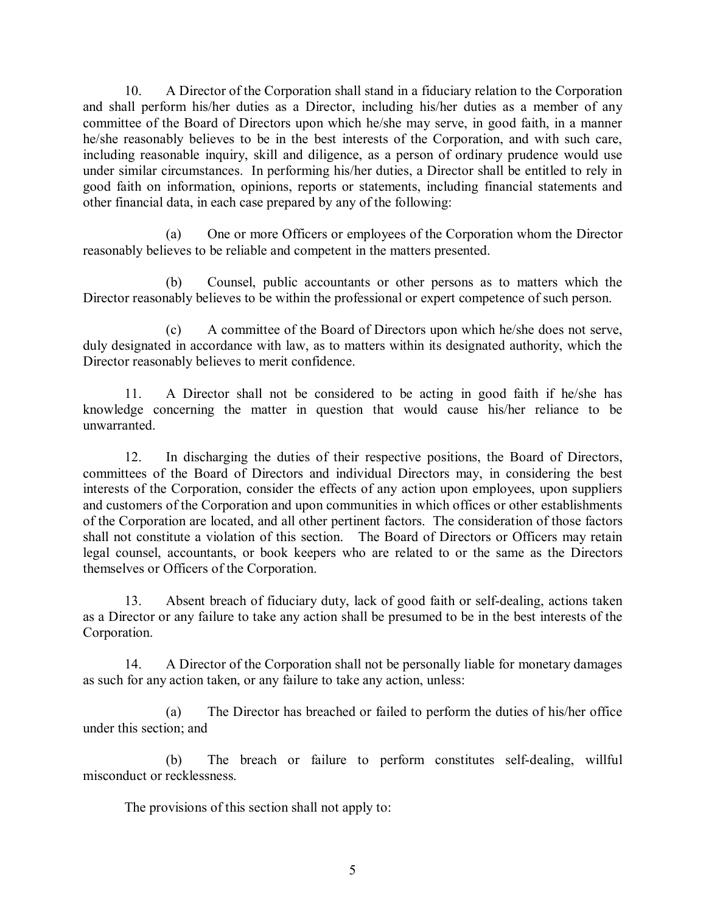10. A Director of the Corporation shall stand in a fiduciary relation to the Corporation and shall perform his/her duties as a Director, including his/her duties as a member of any committee of the Board of Directors upon which he/she may serve, in good faith, in a manner he/she reasonably believes to be in the best interests of the Corporation, and with such care, including reasonable inquiry, skill and diligence, as a person of ordinary prudence would use under similar circumstances. In performing his/her duties, a Director shall be entitled to rely in good faith on information, opinions, reports or statements, including financial statements and other financial data, in each case prepared by any of the following:

(a) One or more Officers or employees of the Corporation whom the Director reasonably believes to be reliable and competent in the matters presented.

(b) Counsel, public accountants or other persons as to matters which the Director reasonably believes to be within the professional or expert competence of such person.

(c) A committee of the Board of Directors upon which he/she does not serve, duly designated in accordance with law, as to matters within its designated authority, which the Director reasonably believes to merit confidence.

11. A Director shall not be considered to be acting in good faith if he/she has knowledge concerning the matter in question that would cause his/her reliance to be unwarranted.

12. In discharging the duties of their respective positions, the Board of Directors, committees of the Board of Directors and individual Directors may, in considering the best interests of the Corporation, consider the effects of any action upon employees, upon suppliers and customers of the Corporation and upon communities in which offices or other establishments of the Corporation are located, and all other pertinent factors. The consideration of those factors shall not constitute a violation of this section. The Board of Directors or Officers may retain legal counsel, accountants, or book keepers who are related to or the same as the Directors themselves or Officers of the Corporation.

13. Absent breach of fiduciary duty, lack of good faith or self-dealing, actions taken as a Director or any failure to take any action shall be presumed to be in the best interests of the Corporation.

14. A Director of the Corporation shall not be personally liable for monetary damages as such for any action taken, or any failure to take any action, unless:

(a) The Director has breached or failed to perform the duties of his/her office under this section; and

(b) The breach or failure to perform constitutes self-dealing, willful misconduct or recklessness.

The provisions of this section shall not apply to: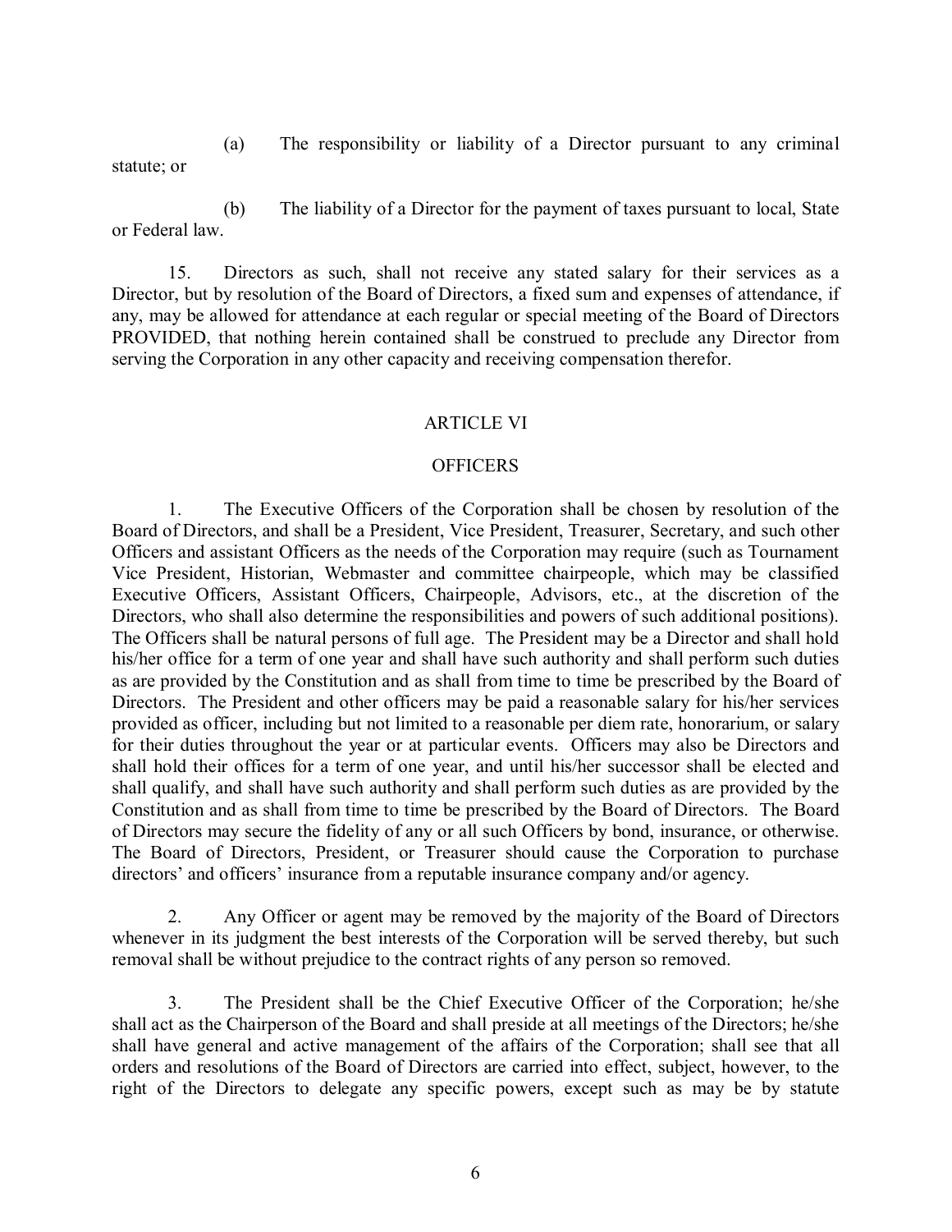(a) The responsibility or liability of a Director pursuant to any criminal statute; or

(b) The liability of a Director for the payment of taxes pursuant to local, State or Federal law.

15. Directors as such, shall not receive any stated salary for their services as a Director, but by resolution of the Board of Directors, a fixed sum and expenses of attendance, if any, may be allowed for attendance at each regular or special meeting of the Board of Directors PROVIDED, that nothing herein contained shall be construed to preclude any Director from serving the Corporation in any other capacity and receiving compensation therefor.

## ARTICLE VI

## OFFICERS

1. The Executive Officers of the Corporation shall be chosen by resolution of the Board of Directors, and shall be a President, Vice President, Treasurer, Secretary, and such other Officers and assistant Officers as the needs of the Corporation may require (such as Tournament Vice President, Historian, Webmaster and committee chairpeople, which may be classified Executive Officers, Assistant Officers, Chairpeople, Advisors, etc., at the discretion of the Directors, who shall also determine the responsibilities and powers of such additional positions). The Officers shall be natural persons of full age. The President may be a Director and shall hold his/her office for a term of one year and shall have such authority and shall perform such duties as are provided by the Constitution and as shall from time to time be prescribed by the Board of Directors. The President and other officers may be paid a reasonable salary for his/her services provided as officer, including but not limited to a reasonable per diem rate, honorarium, or salary for their duties throughout the year or at particular events. Officers may also be Directors and shall hold their offices for a term of one year, and until his/her successor shall be elected and shall qualify, and shall have such authority and shall perform such duties as are provided by the Constitution and as shall from time to time be prescribed by the Board of Directors. The Board of Directors may secure the fidelity of any or all such Officers by bond, insurance, or otherwise. The Board of Directors, President, or Treasurer should cause the Corporation to purchase directors' and officers' insurance from a reputable insurance company and/or agency.

2. Any Officer or agent may be removed by the majority of the Board of Directors whenever in its judgment the best interests of the Corporation will be served thereby, but such removal shall be without prejudice to the contract rights of any person so removed.

3. The President shall be the Chief Executive Officer of the Corporation; he/she shall act as the Chairperson of the Board and shall preside at all meetings of the Directors; he/she shall have general and active management of the affairs of the Corporation; shall see that all orders and resolutions of the Board of Directors are carried into effect, subject, however, to the right of the Directors to delegate any specific powers, except such as may be by statute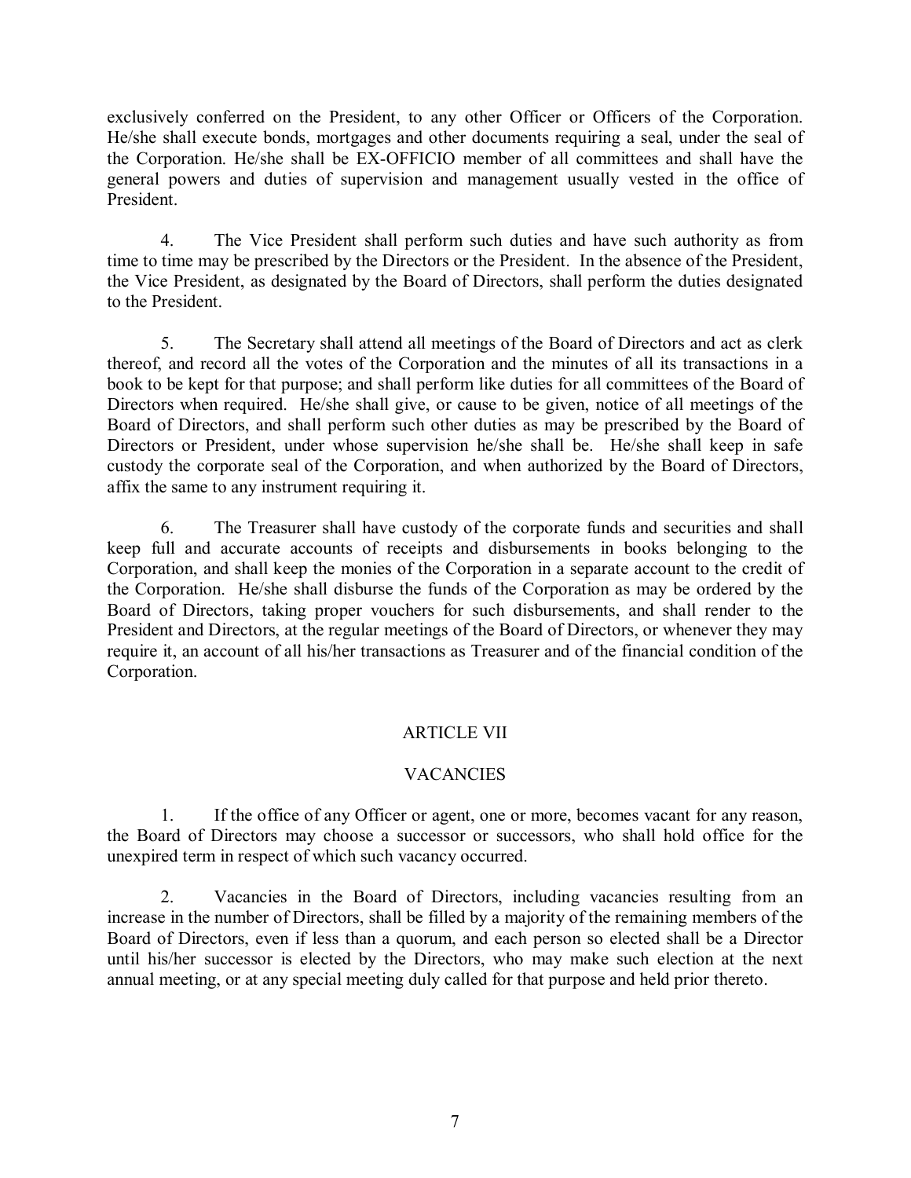exclusively conferred on the President, to any other Officer or Officers of the Corporation. He/she shall execute bonds, mortgages and other documents requiring a seal, under the seal of the Corporation. He/she shall be EX-OFFICIO member of all committees and shall have the general powers and duties of supervision and management usually vested in the office of President.

4. The Vice President shall perform such duties and have such authority as from time to time may be prescribed by the Directors or the President. In the absence of the President, the Vice President, as designated by the Board of Directors, shall perform the duties designated to the President.

5. The Secretary shall attend all meetings of the Board of Directors and act as clerk thereof, and record all the votes of the Corporation and the minutes of all its transactions in a book to be kept for that purpose; and shall perform like duties for all committees of the Board of Directors when required. He/she shall give, or cause to be given, notice of all meetings of the Board of Directors, and shall perform such other duties as may be prescribed by the Board of Directors or President, under whose supervision he/she shall be. He/she shall keep in safe custody the corporate seal of the Corporation, and when authorized by the Board of Directors, affix the same to any instrument requiring it.

6. The Treasurer shall have custody of the corporate funds and securities and shall keep full and accurate accounts of receipts and disbursements in books belonging to the Corporation, and shall keep the monies of the Corporation in a separate account to the credit of the Corporation. He/she shall disburse the funds of the Corporation as may be ordered by the Board of Directors, taking proper vouchers for such disbursements, and shall render to the President and Directors, at the regular meetings of the Board of Directors, or whenever they may require it, an account of all his/her transactions as Treasurer and of the financial condition of the Corporation.

## ARTICLE VII

## VACANCIES

1. If the office of any Officer or agent, one or more, becomes vacant for any reason, the Board of Directors may choose a successor or successors, who shall hold office for the unexpired term in respect of which such vacancy occurred.

2. Vacancies in the Board of Directors, including vacancies resulting from an increase in the number of Directors, shall be filled by a majority of the remaining members of the Board of Directors, even if less than a quorum, and each person so elected shall be a Director until his/her successor is elected by the Directors, who may make such election at the next annual meeting, or at any special meeting duly called for that purpose and held prior thereto.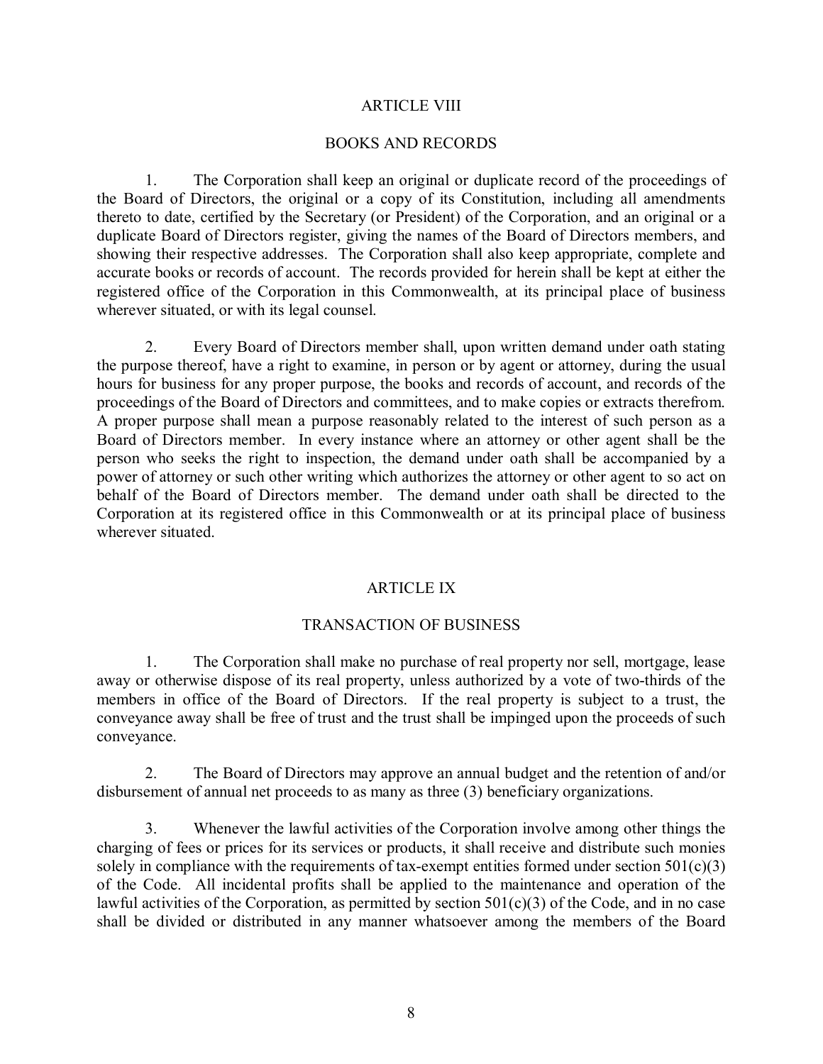## ARTICLE VIII

## BOOKS AND RECORDS

1. The Corporation shall keep an original or duplicate record of the proceedings of the Board of Directors, the original or a copy of its Constitution, including all amendments thereto to date, certified by the Secretary (or President) of the Corporation, and an original or a duplicate Board of Directors register, giving the names of the Board of Directors members, and showing their respective addresses. The Corporation shall also keep appropriate, complete and accurate books or records of account. The records provided for herein shall be kept at either the registered office of the Corporation in this Commonwealth, at its principal place of business wherever situated, or with its legal counsel.

2. Every Board of Directors member shall, upon written demand under oath stating the purpose thereof, have a right to examine, in person or by agent or attorney, during the usual hours for business for any proper purpose, the books and records of account, and records of the proceedings of the Board of Directors and committees, and to make copies or extracts therefrom. A proper purpose shall mean a purpose reasonably related to the interest of such person as a Board of Directors member. In every instance where an attorney or other agent shall be the person who seeks the right to inspection, the demand under oath shall be accompanied by a power of attorney or such other writing which authorizes the attorney or other agent to so act on behalf of the Board of Directors member. The demand under oath shall be directed to the Corporation at its registered office in this Commonwealth or at its principal place of business wherever situated.

## ARTICLE IX

## TRANSACTION OF BUSINESS

1. The Corporation shall make no purchase of real property nor sell, mortgage, lease away or otherwise dispose of its real property, unless authorized by a vote of two-thirds of the members in office of the Board of Directors. If the real property is subject to a trust, the conveyance away shall be free of trust and the trust shall be impinged upon the proceeds of such conveyance.

2. The Board of Directors may approve an annual budget and the retention of and/or disbursement of annual net proceeds to as many as three (3) beneficiary organizations.

3. Whenever the lawful activities of the Corporation involve among other things the charging of fees or prices for its services or products, it shall receive and distribute such monies solely in compliance with the requirements of tax-exempt entities formed under section 501(c)(3) of the Code. All incidental profits shall be applied to the maintenance and operation of the lawful activities of the Corporation, as permitted by section 501(c)(3) of the Code, and in no case shall be divided or distributed in any manner whatsoever among the members of the Board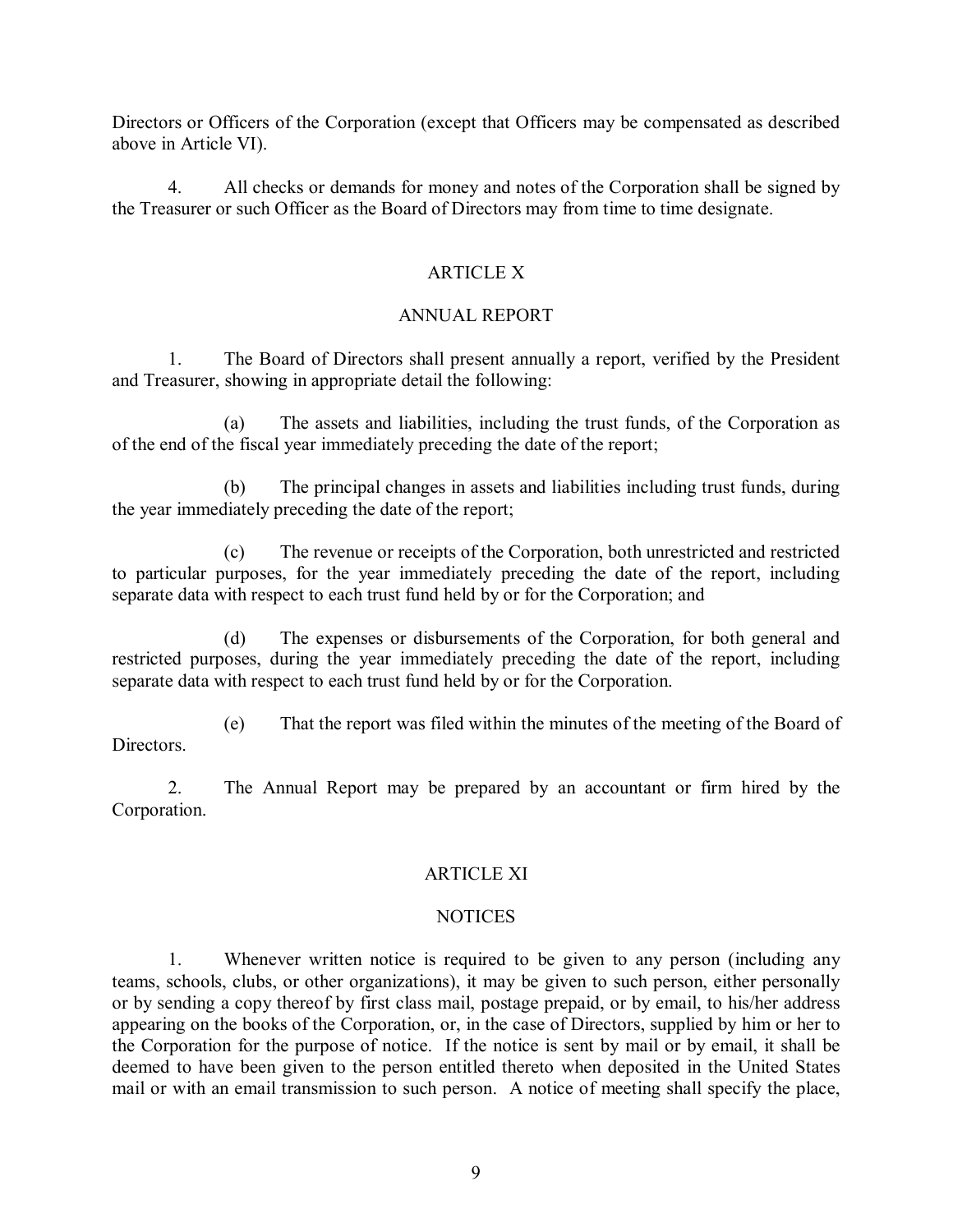Directors or Officers of the Corporation (except that Officers may be compensated as described above in Article VI).

4. All checks or demands for money and notes of the Corporation shall be signed by the Treasurer or such Officer as the Board of Directors may from time to time designate.

## ARTICLE X

## ANNUAL REPORT

1. The Board of Directors shall present annually a report, verified by the President and Treasurer, showing in appropriate detail the following:

(a) The assets and liabilities, including the trust funds, of the Corporation as of the end of the fiscal year immediately preceding the date of the report;

(b) The principal changes in assets and liabilities including trust funds, during the year immediately preceding the date of the report;

(c) The revenue or receipts of the Corporation, both unrestricted and restricted to particular purposes, for the year immediately preceding the date of the report, including separate data with respect to each trust fund held by or for the Corporation; and

(d) The expenses or disbursements of the Corporation, for both general and restricted purposes, during the year immediately preceding the date of the report, including separate data with respect to each trust fund held by or for the Corporation.

(e) That the report was filed within the minutes of the meeting of the Board of Directors.

2. The Annual Report may be prepared by an accountant or firm hired by the Corporation.

## ARTICLE XI

## NOTICES

1. Whenever written notice is required to be given to any person (including any teams, schools, clubs, or other organizations), it may be given to such person, either personally or by sending a copy thereof by first class mail, postage prepaid, or by email, to his/her address appearing on the books of the Corporation, or, in the case of Directors, supplied by him or her to the Corporation for the purpose of notice. If the notice is sent by mail or by email, it shall be deemed to have been given to the person entitled thereto when deposited in the United States mail or with an email transmission to such person. A notice of meeting shall specify the place,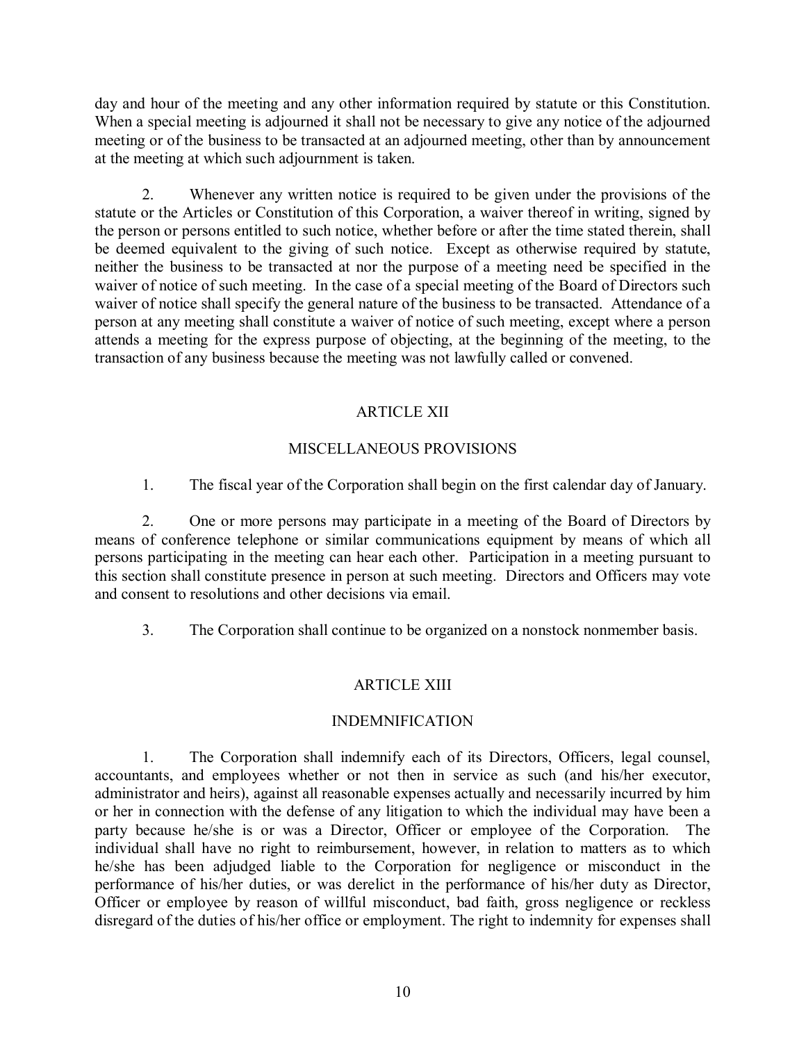day and hour of the meeting and any other information required by statute or this Constitution. When a special meeting is adjourned it shall not be necessary to give any notice of the adjourned meeting or of the business to be transacted at an adjourned meeting, other than by announcement at the meeting at which such adjournment is taken.

2. Whenever any written notice is required to be given under the provisions of the statute or the Articles or Constitution of this Corporation, a waiver thereof in writing, signed by the person or persons entitled to such notice, whether before or after the time stated therein, shall be deemed equivalent to the giving of such notice. Except as otherwise required by statute, neither the business to be transacted at nor the purpose of a meeting need be specified in the waiver of notice of such meeting. In the case of a special meeting of the Board of Directors such waiver of notice shall specify the general nature of the business to be transacted. Attendance of a person at any meeting shall constitute a waiver of notice of such meeting, except where a person attends a meeting for the express purpose of objecting, at the beginning of the meeting, to the transaction of any business because the meeting was not lawfully called or convened.

## ARTICLE XII

## MISCELLANEOUS PROVISIONS

1. The fiscal year of the Corporation shall begin on the first calendar day of January.

2. One or more persons may participate in a meeting of the Board of Directors by means of conference telephone or similar communications equipment by means of which all persons participating in the meeting can hear each other. Participation in a meeting pursuant to this section shall constitute presence in person at such meeting. Directors and Officers may vote and consent to resolutions and other decisions via email.

3. The Corporation shall continue to be organized on a nonstock nonmember basis.

## ARTICLE XIII

## INDEMNIFICATION

1. The Corporation shall indemnify each of its Directors, Officers, legal counsel, accountants, and employees whether or not then in service as such (and his/her executor, administrator and heirs), against all reasonable expenses actually and necessarily incurred by him or her in connection with the defense of any litigation to which the individual may have been a party because he/she is or was a Director, Officer or employee of the Corporation. The individual shall have no right to reimbursement, however, in relation to matters as to which he/she has been adjudged liable to the Corporation for negligence or misconduct in the performance of his/her duties, or was derelict in the performance of his/her duty as Director, Officer or employee by reason of willful misconduct, bad faith, gross negligence or reckless disregard of the duties of his/her office or employment. The right to indemnity for expenses shall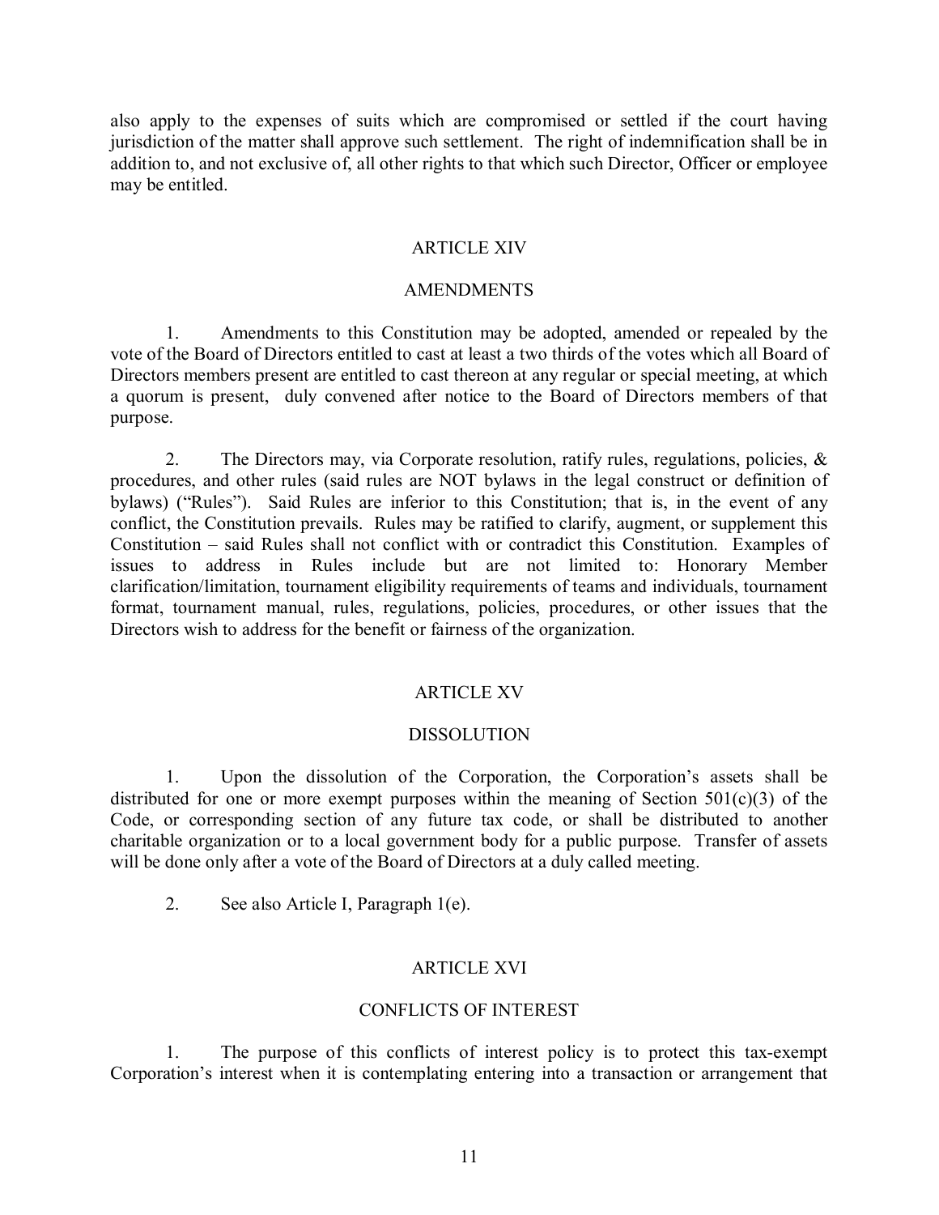also apply to the expenses of suits which are compromised or settled if the court having jurisdiction of the matter shall approve such settlement. The right of indemnification shall be in addition to, and not exclusive of, all other rights to that which such Director, Officer or employee may be entitled.

## ARTICLE XIV

## AMENDMENTS

1. Amendments to this Constitution may be adopted, amended or repealed by the vote of the Board of Directors entitled to cast at least a two thirds of the votes which all Board of Directors members present are entitled to cast thereon at any regular or special meeting, at which a quorum is present, duly convened after notice to the Board of Directors members of that purpose.

2. The Directors may, via Corporate resolution, ratify rules, regulations, policies, & procedures, and other rules (said rules are NOT bylaws in the legal construct or definition of bylaws) ("Rules"). Said Rules are inferior to this Constitution; that is, in the event of any conflict, the Constitution prevails. Rules may be ratified to clarify, augment, or supplement this Constitution – said Rules shall not conflict with or contradict this Constitution. Examples of issues to address in Rules include but are not limited to: Honorary Member clarification/limitation, tournament eligibility requirements of teams and individuals, tournament format, tournament manual, rules, regulations, policies, procedures, or other issues that the Directors wish to address for the benefit or fairness of the organization.

## ARTICLE XV

## DISSOLUTION

1. Upon the dissolution of the Corporation, the Corporation's assets shall be distributed for one or more exempt purposes within the meaning of Section 501(c)(3) of the Code, or corresponding section of any future tax code, or shall be distributed to another charitable organization or to a local government body for a public purpose. Transfer of assets will be done only after a vote of the Board of Directors at a duly called meeting.

2. See also Article I, Paragraph 1(e).

## ARTICLE XVI

## CONFLICTS OF INTEREST

1. The purpose of this conflicts of interest policy is to protect this tax-exempt Corporation's interest when it is contemplating entering into a transaction or arrangement that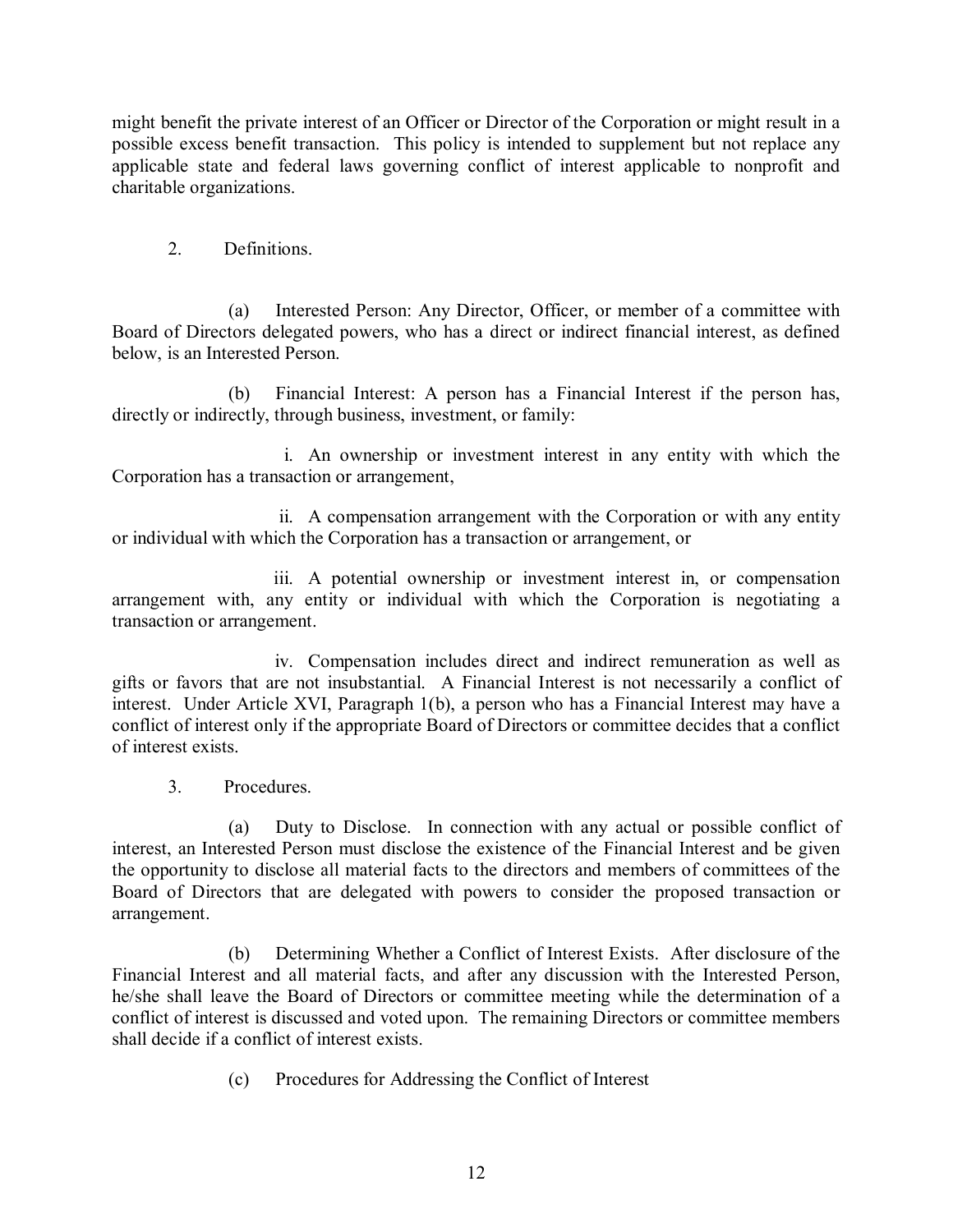might benefit the private interest of an Officer or Director of the Corporation or might result in a possible excess benefit transaction. This policy is intended to supplement but not replace any applicable state and federal laws governing conflict of interest applicable to nonprofit and charitable organizations.

2. Definitions.

(a) Interested Person: Any Director, Officer, or member of a committee with Board of Directors delegated powers, who has a direct or indirect financial interest, as defined below, is an Interested Person.

(b) Financial Interest: A person has a Financial Interest if the person has, directly or indirectly, through business, investment, or family:

i. An ownership or investment interest in any entity with which the Corporation has a transaction or arrangement,

ii. A compensation arrangement with the Corporation or with any entity or individual with which the Corporation has a transaction or arrangement, or

iii. A potential ownership or investment interest in, or compensation arrangement with, any entity or individual with which the Corporation is negotiating a transaction or arrangement.

iv. Compensation includes direct and indirect remuneration as well as gifts or favors that are not insubstantial. A Financial Interest is not necessarily a conflict of interest. Under Article XVI, Paragraph 1(b), a person who has a Financial Interest may have a conflict of interest only if the appropriate Board of Directors or committee decides that a conflict of interest exists.

3. Procedures.

(a) Duty to Disclose. In connection with any actual or possible conflict of interest, an Interested Person must disclose the existence of the Financial Interest and be given the opportunity to disclose all material facts to the directors and members of committees of the Board of Directors that are delegated with powers to consider the proposed transaction or arrangement.

(b) Determining Whether a Conflict of Interest Exists. After disclosure of the Financial Interest and all material facts, and after any discussion with the Interested Person, he/she shall leave the Board of Directors or committee meeting while the determination of a conflict of interest is discussed and voted upon. The remaining Directors or committee members shall decide if a conflict of interest exists.

(c) Procedures for Addressing the Conflict of Interest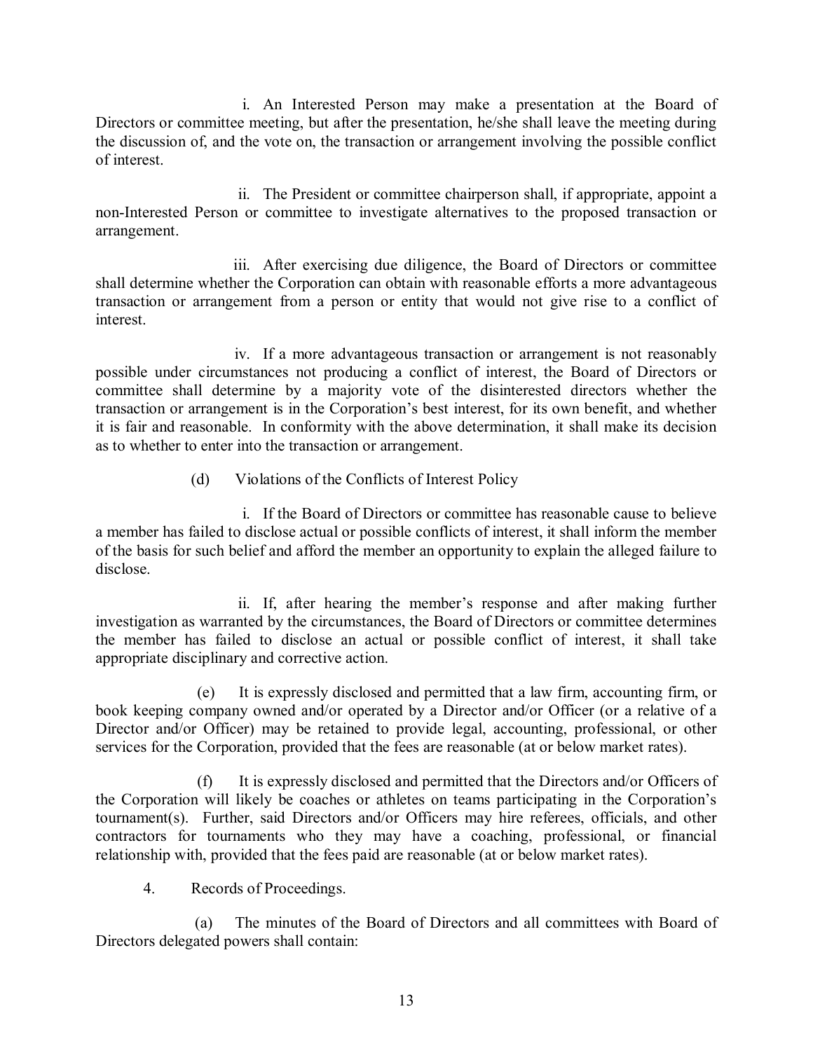i. An Interested Person may make a presentation at the Board of Directors or committee meeting, but after the presentation, he/she shall leave the meeting during the discussion of, and the vote on, the transaction or arrangement involving the possible conflict of interest.

ii. The President or committee chairperson shall, if appropriate, appoint a non-Interested Person or committee to investigate alternatives to the proposed transaction or arrangement.

iii. After exercising due diligence, the Board of Directors or committee shall determine whether the Corporation can obtain with reasonable efforts a more advantageous transaction or arrangement from a person or entity that would not give rise to a conflict of interest.

iv. If a more advantageous transaction or arrangement is not reasonably possible under circumstances not producing a conflict of interest, the Board of Directors or committee shall determine by a majority vote of the disinterested directors whether the transaction or arrangement is in the Corporation's best interest, for its own benefit, and whether it is fair and reasonable. In conformity with the above determination, it shall make its decision as to whether to enter into the transaction or arrangement.

(d) Violations of the Conflicts of Interest Policy

i. If the Board of Directors or committee has reasonable cause to believe a member has failed to disclose actual or possible conflicts of interest, it shall inform the member of the basis for such belief and afford the member an opportunity to explain the alleged failure to disclose.

ii. If, after hearing the member's response and after making further investigation as warranted by the circumstances, the Board of Directors or committee determines the member has failed to disclose an actual or possible conflict of interest, it shall take appropriate disciplinary and corrective action.

(e) It is expressly disclosed and permitted that a law firm, accounting firm, or book keeping company owned and/or operated by a Director and/or Officer (or a relative of a Director and/or Officer) may be retained to provide legal, accounting, professional, or other services for the Corporation, provided that the fees are reasonable (at or below market rates).

(f) It is expressly disclosed and permitted that the Directors and/or Officers of the Corporation will likely be coaches or athletes on teams participating in the Corporation's tournament(s). Further, said Directors and/or Officers may hire referees, officials, and other contractors for tournaments who they may have a coaching, professional, or financial relationship with, provided that the fees paid are reasonable (at or below market rates).

4. Records of Proceedings.

(a) The minutes of the Board of Directors and all committees with Board of Directors delegated powers shall contain: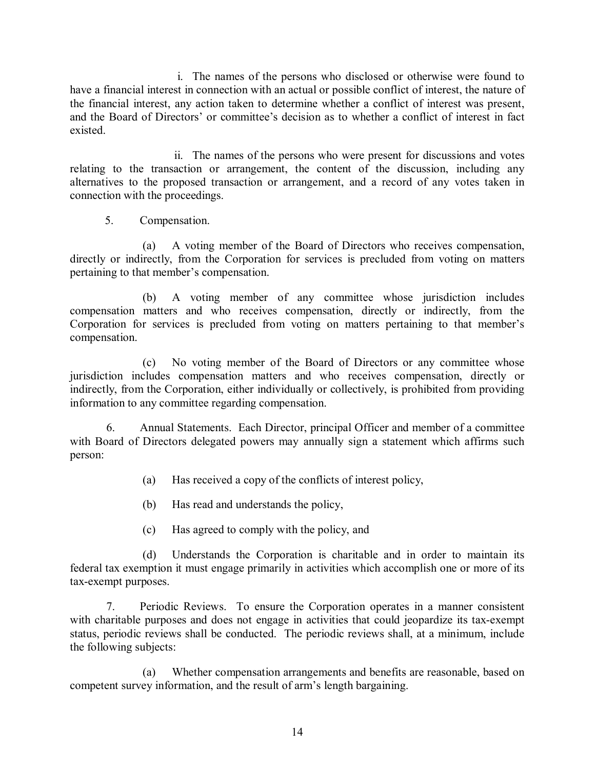i. The names of the persons who disclosed or otherwise were found to have a financial interest in connection with an actual or possible conflict of interest, the nature of the financial interest, any action taken to determine whether a conflict of interest was present, and the Board of Directors' or committee's decision as to whether a conflict of interest in fact existed.

ii. The names of the persons who were present for discussions and votes relating to the transaction or arrangement, the content of the discussion, including any alternatives to the proposed transaction or arrangement, and a record of any votes taken in connection with the proceedings.

5. Compensation.

(a) A voting member of the Board of Directors who receives compensation, directly or indirectly, from the Corporation for services is precluded from voting on matters pertaining to that member's compensation.

(b) A voting member of any committee whose jurisdiction includes compensation matters and who receives compensation, directly or indirectly, from the Corporation for services is precluded from voting on matters pertaining to that member's compensation.

(c) No voting member of the Board of Directors or any committee whose jurisdiction includes compensation matters and who receives compensation, directly or indirectly, from the Corporation, either individually or collectively, is prohibited from providing information to any committee regarding compensation.

6. Annual Statements. Each Director, principal Officer and member of a committee with Board of Directors delegated powers may annually sign a statement which affirms such person:

(a) Has received a copy of the conflicts of interest policy,

(b) Has read and understands the policy,

(c) Has agreed to comply with the policy, and

(d) Understands the Corporation is charitable and in order to maintain its federal tax exemption it must engage primarily in activities which accomplish one or more of its tax-exempt purposes.

7. Periodic Reviews. To ensure the Corporation operates in a manner consistent with charitable purposes and does not engage in activities that could jeopardize its tax-exempt status, periodic reviews shall be conducted. The periodic reviews shall, at a minimum, include the following subjects:

(a) Whether compensation arrangements and benefits are reasonable, based on competent survey information, and the result of arm's length bargaining.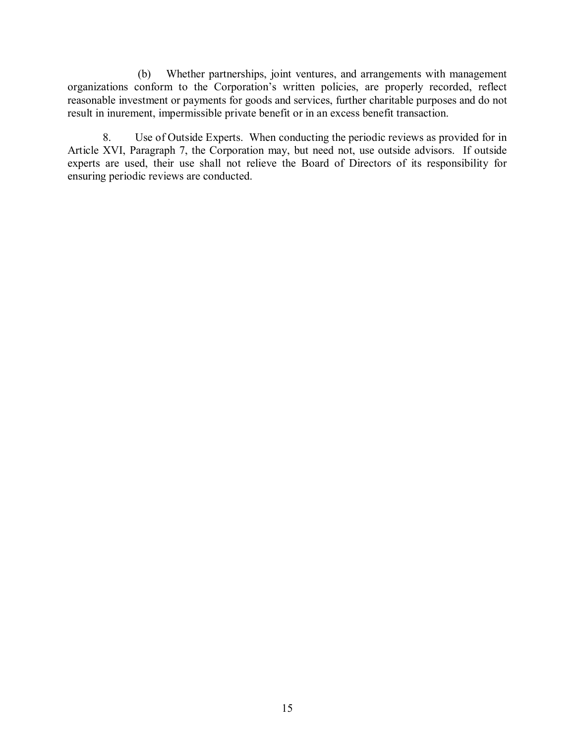(b) Whether partnerships, joint ventures, and arrangements with management organizations conform to the Corporation's written policies, are properly recorded, reflect reasonable investment or payments for goods and services, further charitable purposes and do not result in inurement, impermissible private benefit or in an excess benefit transaction.

8. Use of Outside Experts. When conducting the periodic reviews as provided for in Article XVI, Paragraph 7, the Corporation may, but need not, use outside advisors. If outside experts are used, their use shall not relieve the Board of Directors of its responsibility for ensuring periodic reviews are conducted.